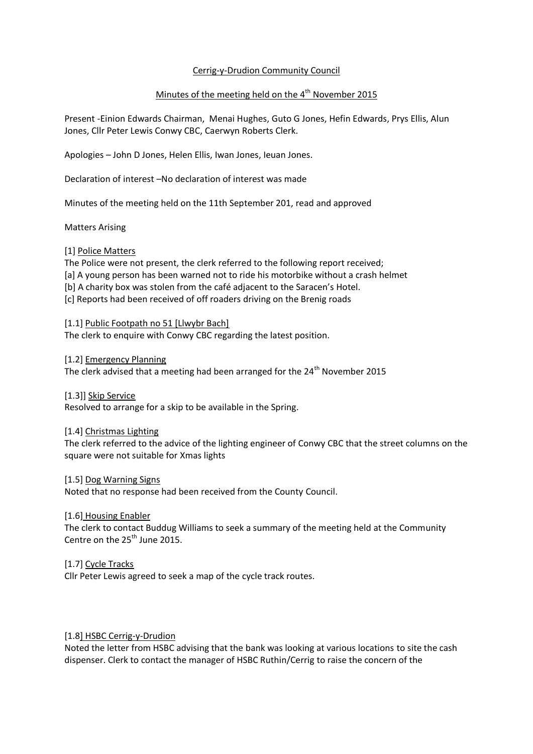Cerrig-y-Drudion Community Council

Minutes of the meeting held on the 4th November 2015

Present -Einion Edwards Chairman, Menai Hughes, Guto G Jones, Hefin Edwards, Prys Ellis, Alun Jones, Cllr Peter Lewis Conwy CBC, Caerwyn Roberts Clerk.

Apologies – John D Jones, Helen Ellis, Iwan Jones, Ieuan Jones.

Declaration of interest –No declaration of interest was made

Minutes of the meeting held on the 11th September 201, read and approved

Matters Arising

[1] Police Matters

The Police were not present, the clerk referred to the following report received;

[a] A young person has been warned not to ride his motorbike without a crash helmet

[b] A charity box was stolen from the café adjacent to the Saracen's Hotel.

[c] Reports had been received of off roaders driving on the Brenig roads

[1.1] Public Footpath no 51 [Llwybr Bach]

The clerk to enquire with Conwy CBC regarding the latest position.

[1.2] Emergency Planning

The clerk advised that a meeting had been arranged for the 24th November 2015

[1.3]] Skip Service

Resolved to arrange for a skip to be available in the Spring.

[1.4] Christmas Lighting

The clerk referred to the advice of the lighting engineer of Conwy CBC that the street columns on the square were not suitable for Xmas lights

[1.5] Dog Warning Signs

Noted that no response had been received from the County Council.

[1.6] Housing Enabler

The clerk to contact Buddug Williams to seek a summary of the meeting held at the Community Centre on the 25th June 2015.

[1.7] Cycle Tracks

Cllr Peter Lewis agreed to seek a map of the cycle track routes.

[1.8] HSBC Cerrig-y-Drudion

Noted the letter from HSBC advising that the bank was looking at various locations to site the cash dispenser. Clerk to contact the manager of HSBC Ruthin/Cerrig to raise the concern of the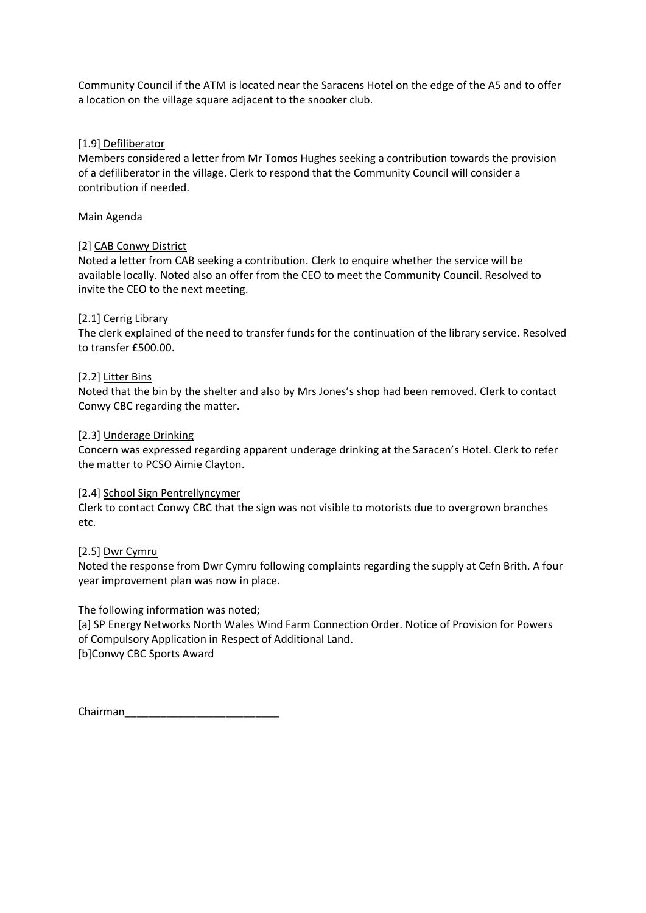Community Council if the ATM is located near the Saracens Hotel on the edge of the A5 and to offer a location on the village square adjacent to the snooker club.

[1.9] Defiliberator

Members considered a letter from Mr Tomos Hughes seeking a contribution towards the provision of a defiliberator in the village. Clerk to respond that the Community Council will consider a contribution if needed.

Main Agenda

[2] CAB Conwy District

Noted a letter from CAB seeking a contribution. Clerk to enquire whether the service will be available locally. Noted also an offer from the CEO to meet the Community Council. Resolved to invite the CEO to the next meeting.

[2.1] Cerrig Library

The clerk explained of the need to transfer funds for the continuation of the library service. Resolved to transfer £500.00.

[2.2] Litter Bins

Noted that the bin by the shelter and also by Mrs Jones's shop had been removed. Clerk to contact Conwy CBC regarding the matter.

[2.3] Underage Drinking

Concern was expressed regarding apparent underage drinking at the Saracen's Hotel. Clerk to refer the matter to PCSO Aimie Clayton.

[2.4] School Sign Pentrellyncymer

Clerk to contact Conwy CBC that the sign was not visible to motorists due to overgrown branches etc.

[2.5] Dwr Cymru

Noted the response from Dwr Cymru following complaints regarding the supply at Cefn Brith. A four year improvement plan was now in place.

The following information was noted;

[a] SP Energy Networks North Wales Wind Farm Connection Order. Notice of Provision for Powers of Compulsory Application in Respect of Additional Land.

[b]Conwy CBC Sports Award

Chairman__________________________